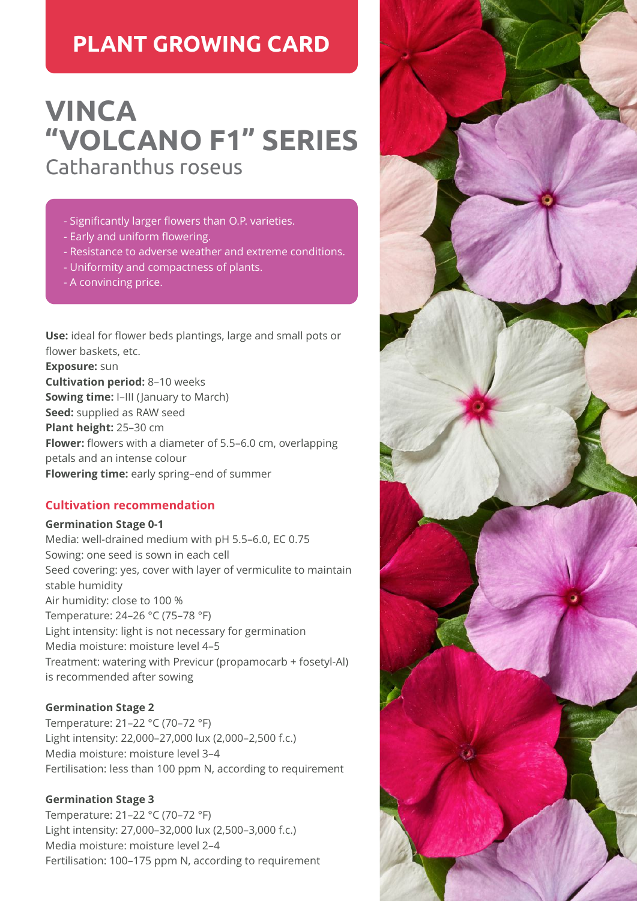# PLANT GROWING CARD

# VINCA "VOLCANO F1" SERIES

Catharanthus roseus

- Significantly larger flowers than O.P. varieties.
- Early and uniform flowering.
- Resistance to adverse weather and extreme conditions.
- Uniformity and compactness of plants.
- A convincing price.

**Use:** ideal for flower beds plantings, large and small pots or flower baskets, etc.
**Exposure:** sun
**Cultivation period:** 8–10 weeks
**Sowing time:** I–III (January to March)
**Seed:** supplied as RAW seed
**Plant height:** 25–30 cm
**Flower:** flowers with a diameter of 5.5–6.0 cm, overlapping petals and an intense colour
**Flowering time:** early spring–end of summer

## Cultivation recommendation

### Germination Stage 0-1

Media: well-drained medium with pH 5.5–6.0, EC 0.75
Sowing: one seed is sown in each cell
Seed covering: yes, cover with layer of vermiculite to maintain stable humidity
Air humidity: close to 100 %
Temperature: 24–26 °C (75–78 °F)
Light intensity: light is not necessary for germination
Media moisture: moisture level 4–5
Treatment: watering with Previcur (propamocarb + fosetyl-Al) is recommended after sowing

### Germination Stage 2

Temperature: 21–22 °C (70–72 °F)
Light intensity: 22,000–27,000 lux (2,000–2,500 f.c.)
Media moisture: moisture level 3–4
Fertilisation: less than 100 ppm N, according to requirement

### Germination Stage 3

Temperature: 21–22 °C (70–72 °F)
Light intensity: 27,000–32,000 lux (2,500–3,000 f.c.)
Media moisture: moisture level 2–4
Fertilisation: 100–175 ppm N, according to requirement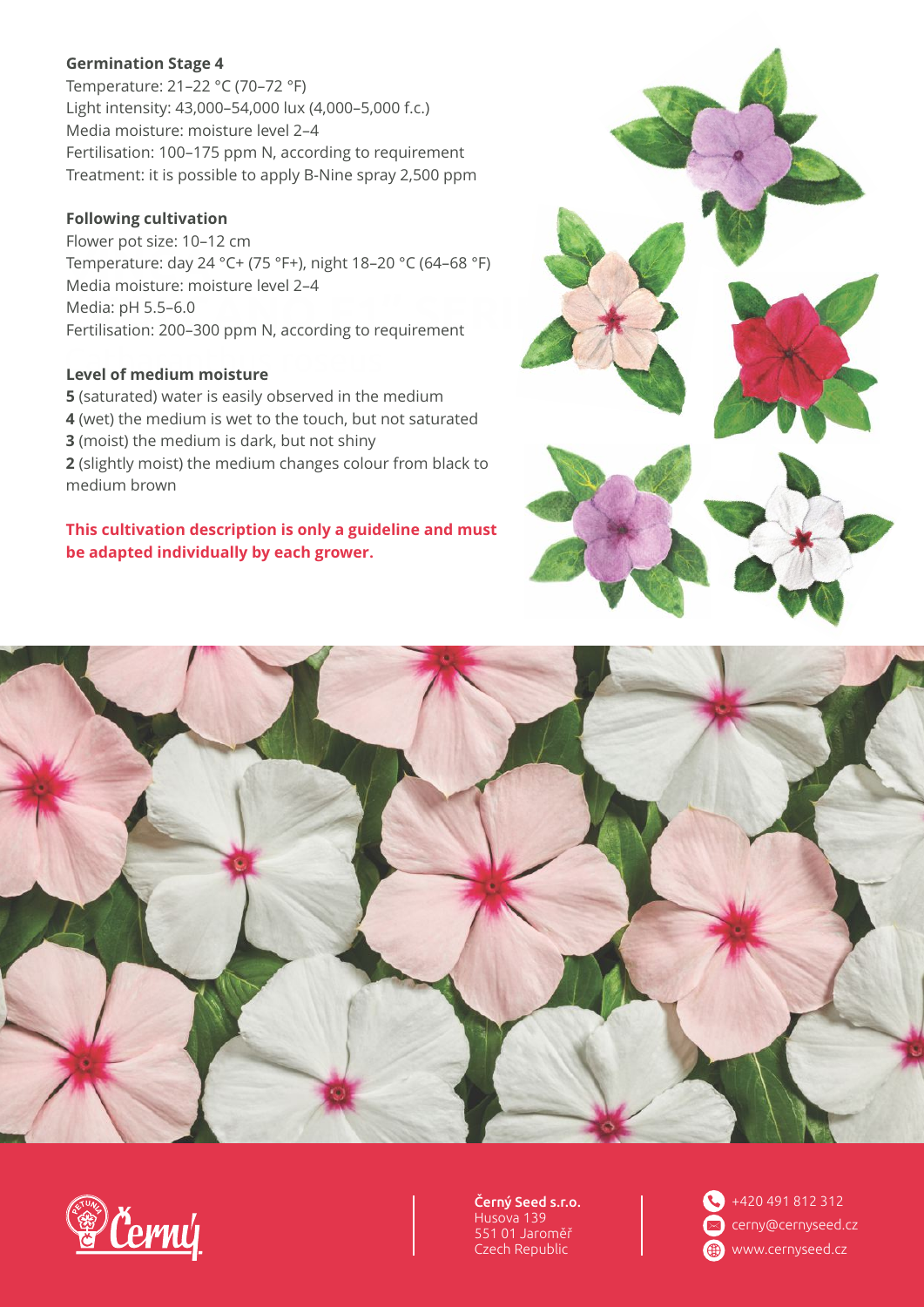**Germination Stage 4**

Temperature: 21–22 °C (70–72 °F)
Light intensity: 43,000–54,000 lux (4,000–5,000 f.c.)
Media moisture: moisture level 2–4
Fertilisation: 100–175 ppm N, according to requirement
Treatment: it is possible to apply B-Nine spray 2,500 ppm

**Following cultivation**

Flower pot size: 10–12 cm
Temperature: day 24 °C+ (75 °F+), night 18–20 °C (64–68 °F)
Media moisture: moisture level 2–4
Media: pH 5.5–6.0
Fertilisation: 200–300 ppm N, according to requirement

**Level of medium moisture**

**5** (saturated) water is easily observed in the medium
**4** (wet) the medium is wet to the touch, but not saturated
**3** (moist) the medium is dark, but not shiny
**2** (slightly moist) the medium changes colour from black to medium brown

**This cultivation description is only a guideline and must be adapted individually by each grower.**

**Černý Seed s.r.o.**
Husova 139
551 01 Jaroměř
Czech Republic

+420 491 812 312
cerny@cernyseed.cz
www.cernyseed.cz